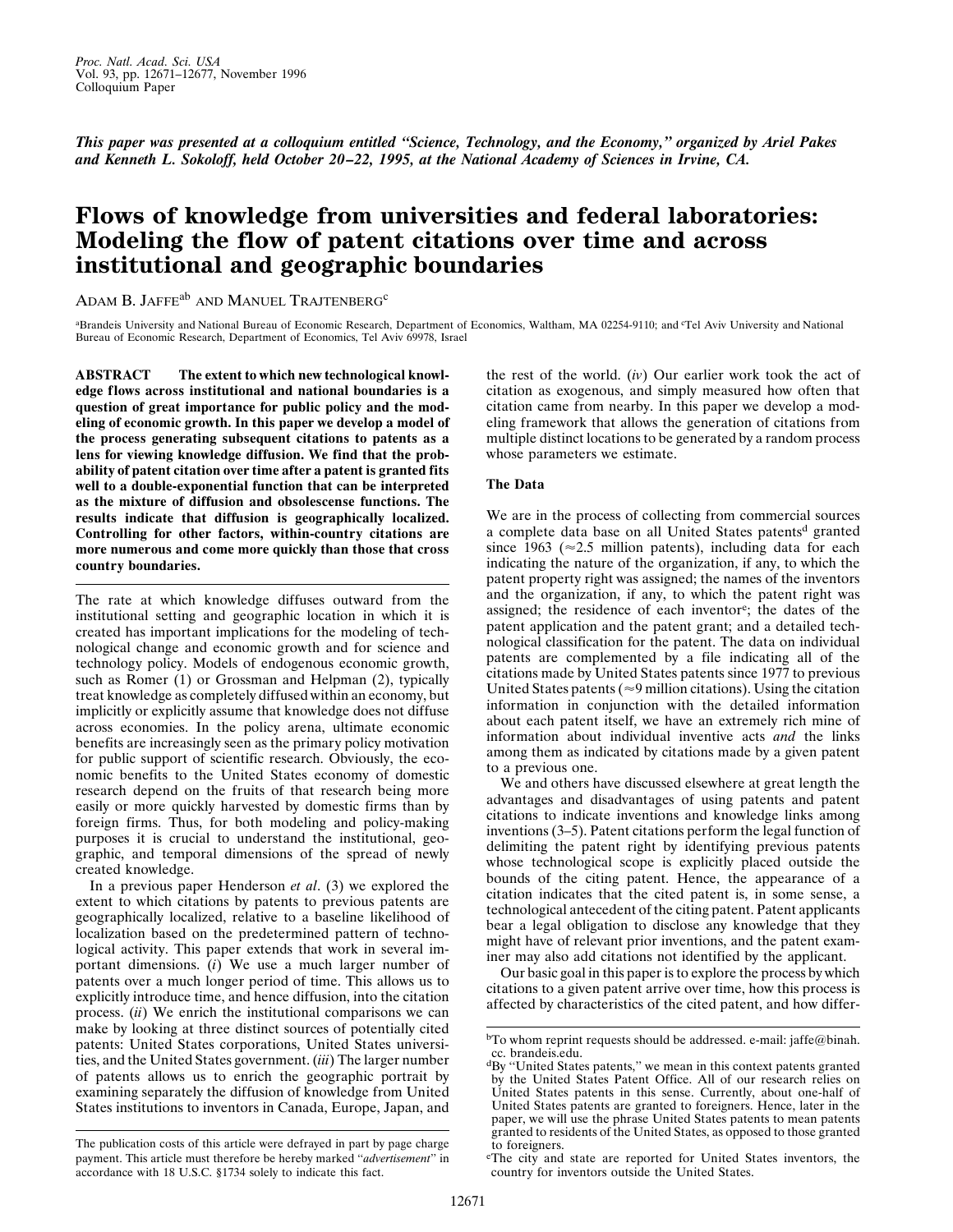*This paper was presented at a colloquium entitled "Science, Technology, and the Economy," organized by Ariel Pakes and Kenneth L. Sokoloff, held October 20–22, 1995, at the National Academy of Sciences in Irvine, CA.*

# Flows of knowledge from universities and federal laboratories: Modeling the flow of patent citations over time and across institutional and geographic boundaries

ADAM B. JAFFE[a,b] AND MANUEL TRAJTENBERG[c]

[a]Brandeis University and National Bureau of Economic Research, Department of Economics, Waltham, MA 02254-9110; and [c]Tel Aviv University and National Bureau of Economic Research, Department of Economics, Tel Aviv 69978, Israel

**ABSTRACT The extent to which new technological knowledge flows across institutional and national boundaries is a question of great importance for public policy and the modeling of economic growth. In this paper we develop a model of the process generating subsequent citations to patents as a lens for viewing knowledge diffusion. We find that the probability of patent citation over time after a patent is granted fits well to a double-exponential function that can be interpreted as the mixture of diffusion and obsolescense functions. The results indicate that diffusion is geographically localized. Controlling for other factors, within-country citations are more numerous and come more quickly than those that cross country boundaries.**

The rate at which knowledge diffuses outward from the institutional setting and geographic location in which it is created has important implications for the modeling of technological change and economic growth and for science and technology policy. Models of endogenous economic growth, such as Romer (1) or Grossman and Helpman (2), typically treat knowledge as completely diffused within an economy, but implicitly or explicitly assume that knowledge does not diffuse across economies. In the policy arena, ultimate economic benefits are increasingly seen as the primary policy motivation for public support of scientific research. Obviously, the economic benefits to the United States economy of domestic research depend on the fruits of that research being more easily or more quickly harvested by domestic firms than by foreign firms. Thus, for both modeling and policy-making purposes it is crucial to understand the institutional, geographic, and temporal dimensions of the spread of newly created knowledge.

In a previous paper Henderson *et al*. (3) we explored the extent to which citations by patents to previous patents are geographically localized, relative to a baseline likelihood of localization based on the predetermined pattern of technological activity. This paper extends that work in several important dimensions. (*i*) We use a much larger number of patents over a much longer period of time. This allows us to explicitly introduce time, and hence diffusion, into the citation process. (*ii*) We enrich the institutional comparisons we can make by looking at three distinct sources of potentially cited patents: United States corporations, United States universities, and the United States government. (*iii*) The larger number of patents allows us to enrich the geographic portrait by examining separately the diffusion of knowledge from United States institutions to inventors in Canada, Europe, Japan, and the rest of the world. (*iv*) Our earlier work took the act of citation as exogenous, and simply measured how often that citation came from nearby. In this paper we develop a modeling framework that allows the generation of citations from multiple distinct locations to be generated by a random process whose parameters we estimate.

## The Data

We are in the process of collecting from commercial sources a complete data base on all United States patents[d] granted since 1963 (≈2.5 million patents), including data for each indicating the nature of the organization, if any, to which the patent property right was assigned; the names of the inventors and the organization, if any, to which the patent right was assigned; the residence of each inventor[e]; the dates of the patent application and the patent grant; and a detailed technological classification for the patent. The data on individual patents are complemented by a file indicating all of the citations made by United States patents since 1977 to previous United States patents (≈9 million citations). Using the citation information in conjunction with the detailed information about each patent itself, we have an extremely rich mine of information about individual inventive acts *and* the links among them as indicated by citations made by a given patent to a previous one.

We and others have discussed elsewhere at great length the advantages and disadvantages of using patents and patent citations to indicate inventions and knowledge links among inventions (3–5). Patent citations perform the legal function of delimiting the patent right by identifying previous patents whose technological scope is explicitly placed outside the bounds of the citing patent. Hence, the appearance of a citation indicates that the cited patent is, in some sense, a technological antecedent of the citing patent. Patent applicants bear a legal obligation to disclose any knowledge that they might have of relevant prior inventions, and the patent examiner may also add citations not identified by the applicant.

Our basic goal in this paper is to explore the process by which citations to a given patent arrive over time, how this process is affected by characteristics of the cited patent, and how differ-

The publication costs of this article were defrayed in part by page charge payment. This article must therefore be hereby marked "*advertisement*" in accordance with 18 U.S.C. §1734 solely to indicate this fact.

[b]To whom reprint requests should be addressed. e-mail: jaffe@binah.cc.brandeis.edu.

[d]By "United States patents," we mean in this context patents granted by the United States Patent Office. All of our research relies on United States patents in this sense. Currently, about one-half of United States patents are granted to foreigners. Hence, later in the paper, we will use the phrase United States patents to mean patents granted to residents of the United States, as opposed to those granted to foreigners.

[e]The city and state are reported for United States inventors, the country for inventors outside the United States.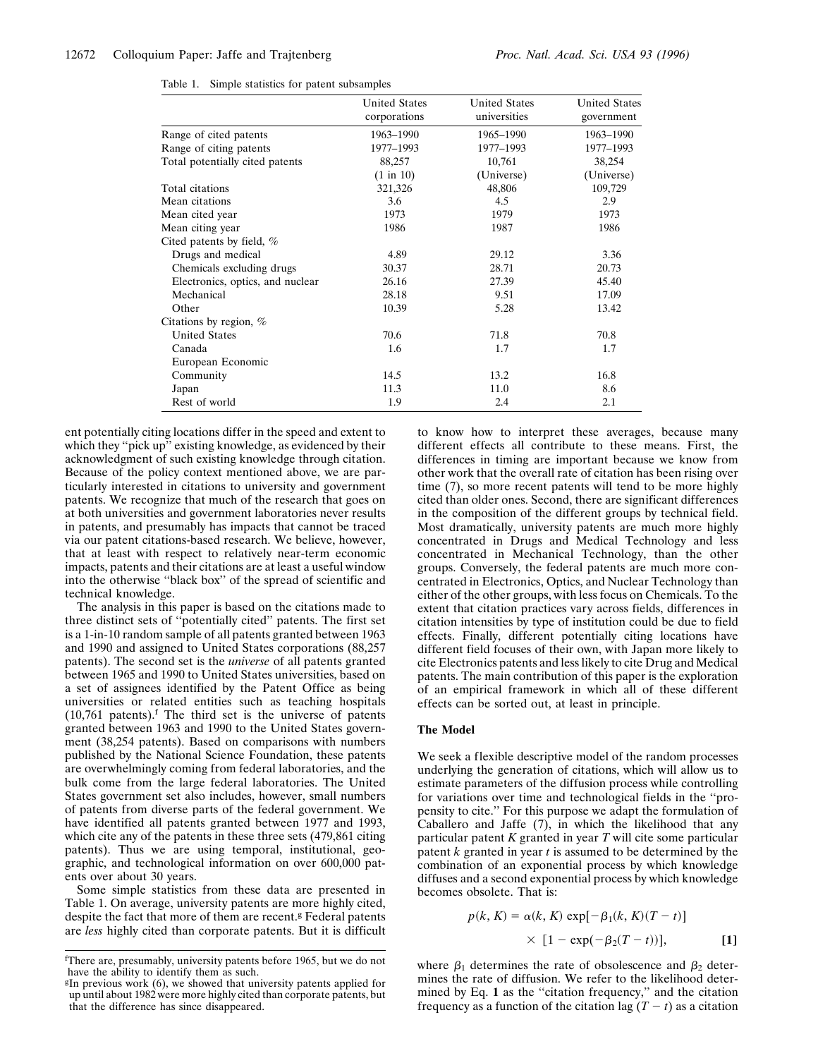Table 1. Simple statistics for patent subsamples

| | United States corporations | United States universities | United States government |
|---|---|---|---|
| Range of cited patents | 1963–1990 | 1965–1990 | 1963–1990 |
| Range of citing patents | 1977–1993 | 1977–1993 | 1977–1993 |
| Total potentially cited patents | 88,257 | 10,761 | 38,254 |
| | (1 in 10) | (Universe) | (Universe) |
| Total citations | 321,326 | 48,806 | 109,729 |
| Mean citations | 3.6 | 4.5 | 2.9 |
| Mean cited year | 1973 | 1979 | 1973 |
| Mean citing year | 1986 | 1987 | 1986 |
| Cited patents by field, % | | | |
| Drugs and medical | 4.89 | 29.12 | 3.36 |
| Chemicals excluding drugs | 30.37 | 28.71 | 20.73 |
| Electronics, optics, and nuclear | 26.16 | 27.39 | 45.40 |
| Mechanical | 28.18 | 9.51 | 17.09 |
| Other | 10.39 | 5.28 | 13.42 |
| Citations by region, % | | | |
| United States | 70.6 | 71.8 | 70.8 |
| Canada | 1.6 | 1.7 | 1.7 |
| European Economic Community | 14.5 | 13.2 | 16.8 |
| Japan | 11.3 | 11.0 | 8.6 |
| Rest of world | 1.9 | 2.4 | 2.1 |

ent potentially citing locations differ in the speed and extent to which they "pick up" existing knowledge, as evidenced by their acknowledgment of such existing knowledge through citation. Because of the policy context mentioned above, we are particularly interested in citations to university and government patents. We recognize that much of the research that goes on at both universities and government laboratories never results in patents, and presumably has impacts that cannot be traced via our patent citations-based research. We believe, however, that at least with respect to relatively near-term economic impacts, patents and their citations are at least a useful window into the otherwise "black box" of the spread of scientific and technical knowledge.

The analysis in this paper is based on the citations made to three distinct sets of "potentially cited" patents. The first set is a 1-in-10 random sample of all patents granted between 1963 and 1990 and assigned to United States corporations (88,257 patents). The second set is the *universe* of all patents granted between 1965 and 1990 to United States universities, based on a set of assignees identified by the Patent Office as being universities or related entities such as teaching hospitals (10,761 patents).[f] The third set is the universe of patents granted between 1963 and 1990 to the United States government (38,254 patents). Based on comparisons with numbers published by the National Science Foundation, these patents are overwhelmingly coming from federal laboratories, and the bulk come from the large federal laboratories. The United States government set also includes, however, small numbers of patents from diverse parts of the federal government. We have identified all patents granted between 1977 and 1993, which cite any of the patents in these three sets (479,861 citing patents). Thus we are using temporal, institutional, geographic, and technological information on over 600,000 patents over about 30 years.

Some simple statistics from these data are presented in Table 1. On average, university patents are more highly cited, despite the fact that more of them are recent.[g] Federal patents are *less* highly cited than corporate patents. But it is difficult to know how to interpret these averages, because many different effects all contribute to these means. First, the differences in timing are important because we know from other work that the overall rate of citation has been rising over time (7), so more recent patents will tend to be more highly cited than older ones. Second, there are significant differences in the composition of the different groups by technical field. Most dramatically, university patents are much more highly concentrated in Drugs and Medical Technology and less concentrated in Mechanical Technology, than the other groups. Conversely, the federal patents are much more concentrated in Electronics, Optics, and Nuclear Technology than either of the other groups, with less focus on Chemicals. To the extent that citation practices vary across fields, differences in citation intensities by type of institution could be due to field effects. Finally, different potentially citing locations have different field focuses of their own, with Japan more likely to cite Electronics patents and less likely to cite Drug and Medical patents. The main contribution of this paper is the exploration of an empirical framework in which all of these different effects can be sorted out, at least in principle.

[f]There are, presumably, university patents before 1965, but we do not have the ability to identify them as such.

[g]In previous work (6), we showed that university patents applied for up until about 1982 were more highly cited than corporate patents, but that the difference has since disappeared.

## The Model

We seek a flexible descriptive model of the random processes underlying the generation of citations, which will allow us to estimate parameters of the diffusion process while controlling for variations over time and technological fields in the "propensity to cite." For this purpose we adapt the formulation of Caballero and Jaffe (7), in which the likelihood that any particular patent $K$ granted in year $T$ will cite some particular patent $k$ granted in year $t$ is assumed to be determined by the combination of an exponential process by which knowledge diffuses and a second exponential process by which knowledge becomes obsolete. That is:

$$p(k, K) = \alpha(k, K)\exp[-\beta_1(k, K)(T - t)] \times [1 - \exp(-\beta_2(T - t))], \qquad [1]$$

where $\beta_1$ determines the rate of obsolescence and $\beta_2$ determines the rate of diffusion. We refer to the likelihood determined by Eq. **1** as the "citation frequency," and the citation frequency as a function of the citation lag $(T - t)$ as a citation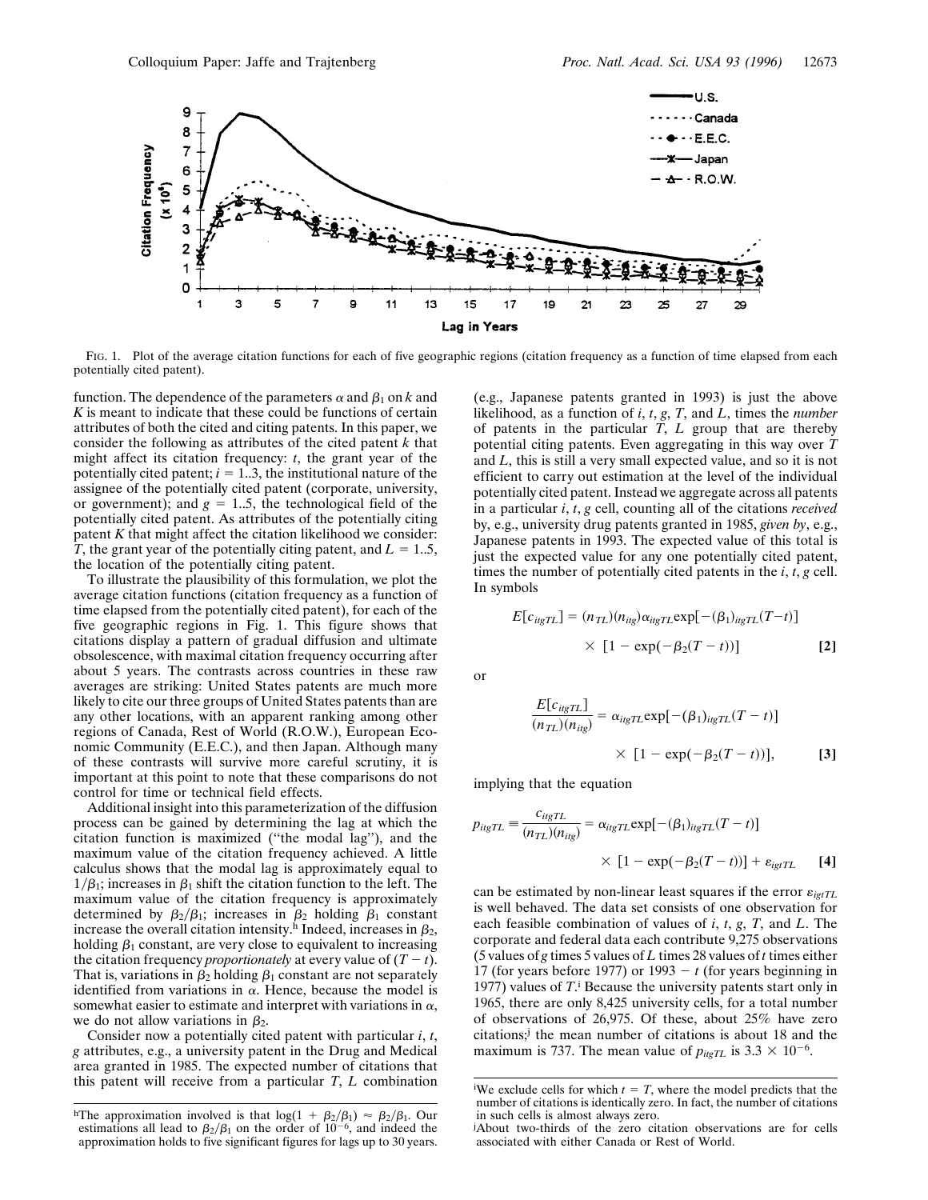FIG. 1. Plot of the average citation functions for each of five geographic regions (citation frequency as a function of time elapsed from each potentially cited patent).

function. The dependence of the parameters $\alpha$ and $\beta_1$ on $k$ and $K$ is meant to indicate that these could be functions of certain attributes of both the cited and citing patents. In this paper, we consider the following as attributes of the cited patent $k$ that might affect its citation frequency: $t$, the grant year of the potentially cited patent; $i = 1..3$, the institutional nature of the assignee of the potentially cited patent (corporate, university, or government); and $g = 1..5$, the technological field of the potentially cited patent. As attributes of the potentially citing patent $K$ that might affect the citation likelihood we consider: $T$, the grant year of the potentially citing patent, and $L = 1..5$, the location of the potentially citing patent.

To illustrate the plausibility of this formulation, we plot the average citation functions (citation frequency as a function of time elapsed from the potentially cited patent), for each of the five geographic regions in Fig. 1. This figure shows that citations display a pattern of gradual diffusion and ultimate obsolescence, with maximal citation frequency occurring after about 5 years. The contrasts across countries in these raw averages are striking: United States patents are much more likely to cite our three groups of United States patents than are any other locations, with an apparent ranking among other regions of Canada, Rest of World (R.O.W.), European Economic Community (E.E.C.), and then Japan. Although many of these contrasts will survive more careful scrutiny, it is important at this point to note that these comparisons do not control for time or technical field effects.

Additional insight into this parameterization of the diffusion process can be gained by determining the lag at which the citation function is maximized ("the modal lag"), and the maximum value of the citation frequency achieved. A little calculus shows that the modal lag is approximately equal to $1/\beta_1$; increases in $\beta_1$ shift the citation function to the left. The maximum value of the citation frequency is approximately determined by $\beta_2/\beta_1$; increases in $\beta_2$ holding $\beta_1$ constant increase the overall citation intensity.[h] Indeed, increases in $\beta_2$, holding $\beta_1$ constant, are very close to equivalent to increasing the citation frequency *proportionately* at every value of $(T - t)$. That is, variations in $\beta_2$ holding $\beta_1$ constant are not separately identified from variations in $\alpha$. Hence, because the model is somewhat easier to estimate and interpret with variations in $\alpha$, we do not allow variations in $\beta_2$.

Consider now a potentially cited patent with particular $i$, $t$, $g$ attributes, e.g., a university patent in the Drug and Medical area granted in 1985. The expected number of citations that this patent will receive from a particular $T$, $L$ combination (e.g., Japanese patents granted in 1993) is just the above likelihood, as a function of $i$, $t$, $g$, $T$, and $L$, times the *number* of patents in the particular $T$, $L$ group that are thereby potential citing patents. Even aggregating in this way over $T$ and $L$, this is still a very small expected value, and so it is not efficient to carry out estimation at the level of the individual potentially cited patent. Instead we aggregate across all patents in a particular $i$, $t$, $g$ cell, counting all of the citations *received* by, e.g., university drug patents granted in 1985, *given by*, e.g., Japanese patents in 1993. The expected value of this total is just the expected value for any one potentially cited patent, times the number of potentially cited patents in the $i$, $t$, $g$ cell. In symbols

$$E[c_{itgTL}] = (n_{TL})(n_{itg})\alpha_{itgTL}\exp[-(\beta_1)_{itgTL}(T-t)] \times [1 - \exp(-\beta_2(T-t))] \qquad [2]$$

or

$$\frac{E[c_{itgTL}]}{(n_{TL})(n_{itg})} = \alpha_{itgTL}\exp[-(\beta_1)_{itgTL}(T-t)] \times [1 - \exp(-\beta_2(T-t))], \qquad [3]$$

implying that the equation

$$p_{itgTL} \equiv \frac{c_{itgTL}}{(n_{TL})(n_{itg})} = \alpha_{itgTL}\exp[-(\beta_1)_{itgTL}(T-t)] \times [1 - \exp(-\beta_2(T-t))] + \varepsilon_{igtTL} \qquad [4]$$

can be estimated by non-linear least squares if the error $\varepsilon_{igtTL}$ is well behaved. The data set consists of one observation for each feasible combination of values of $i$, $t$, $g$, $T$, and $L$. The corporate and federal data each contribute 9,275 observations (5 values of $g$ times 5 values of $L$ times 28 values of $t$ times either 17 (for years before 1977) or $1993 - t$ (for years beginning in 1977) values of $T$.[i] Because the university patents start only in 1965, there are only 8,425 university cells, for a total number of observations of 26,975. Of these, about 25% have zero citations;[j] the mean number of citations is about 18 and the maximum is 737. The mean value of $p_{itgTL}$ is $3.3 \times 10^{-6}$.

[h] The approximation involved is that $\log(1 + \beta_2/\beta_1) \approx \beta_2/\beta_1$. Our estimations all lead to $\beta_2/\beta_1$ on the order of $10^{-6}$, and indeed the approximation holds to five significant figures for lags up to 30 years.

[i] We exclude cells for which $t = T$, where the model predicts that the number of citations is identically zero. In fact, the number of citations in such cells is almost always zero.

[j] About two-thirds of the zero citation observations are for cells associated with either Canada or Rest of World.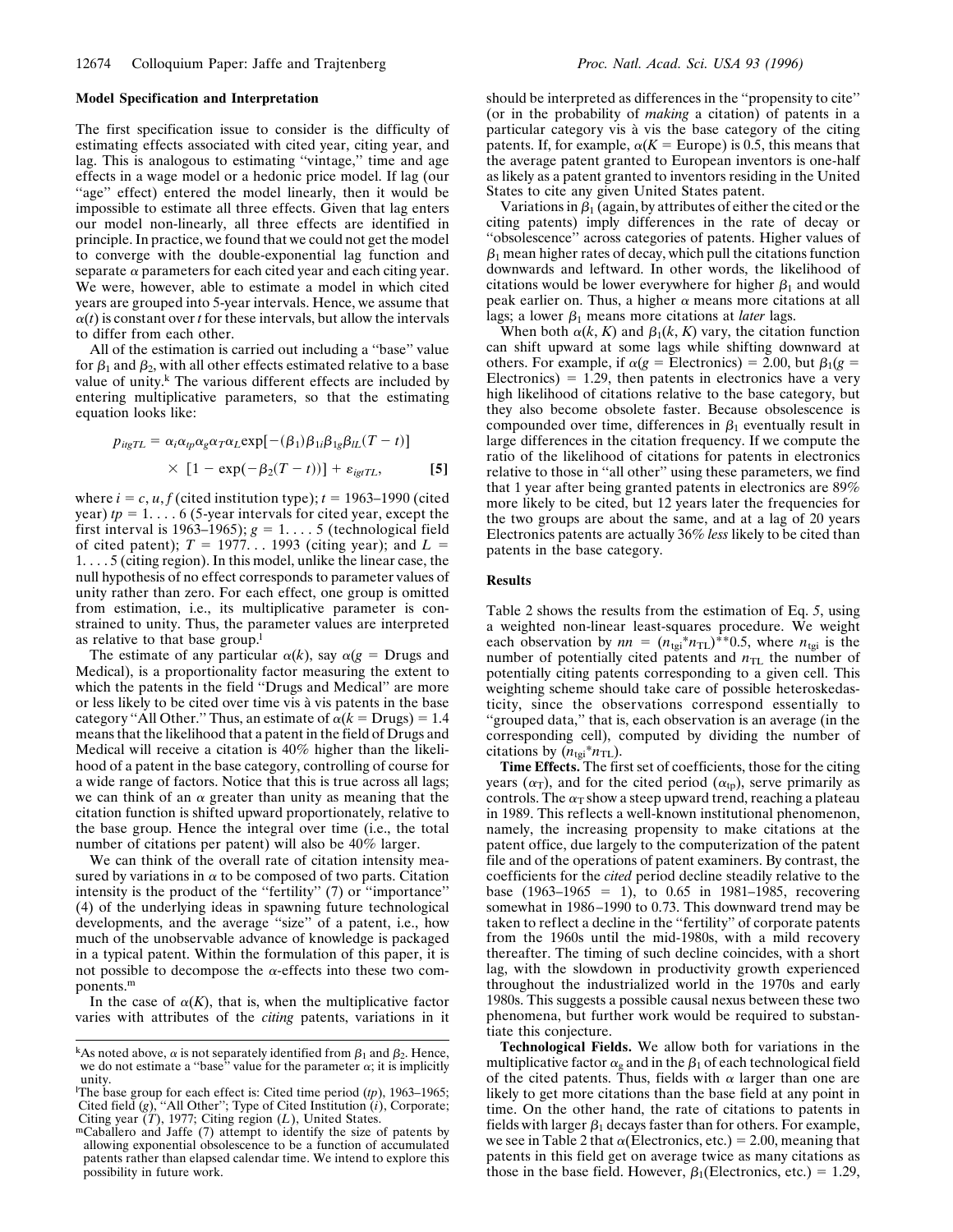### Model Specification and Interpretation

The first specification issue to consider is the difficulty of estimating effects associated with cited year, citing year, and lag. This is analogous to estimating "vintage," time and age effects in a wage model or a hedonic price model. If lag (our "age" effect) entered the model linearly, then it would be impossible to estimate all three effects. Given that lag enters our model non-linearly, all three effects are identified in principle. In practice, we found that we could not get the model to converge with the double-exponential lag function and separate $\alpha$ parameters for each cited year and each citing year. We were, however, able to estimate a model in which cited years are grouped into 5-year intervals. Hence, we assume that $\alpha(t)$ is constant over $t$ for these intervals, but allow the intervals to differ from each other.

All of the estimation is carried out including a "base" value for $\beta_1$ and $\beta_2$, with all other effects estimated relative to a base value of unity.[k] The various different effects are included by entering multiplicative parameters, so that the estimating equation looks like:

$$p_{itgTL} = \alpha_i \alpha_{tp} \alpha_g \alpha_T \alpha_L \exp[-(\beta_1)\beta_{1i}\beta_{1g}\beta_{lL}(T-t)] \times [1 - \exp(-\beta_2(T-t))] + \varepsilon_{igtTL}, \qquad [5]$$

where $i = c, u, f$ (cited institution type); $t$ = 1963–1990 (cited year) $tp$ = 1. . . . 6 (5-year intervals for cited year, except the first interval is 1963–1965); $g$ = 1. . . . 5 (technological field of cited patent); $T$ = 1977. . . 1993 (citing year); and $L$ = 1. . . . 5 (citing region). In this model, unlike the linear case, the null hypothesis of no effect corresponds to parameter values of unity rather than zero. For each effect, one group is omitted from estimation, i.e., its multiplicative parameter is constrained to unity. Thus, the parameter values are interpreted as relative to that base group.[l]

The estimate of any particular $\alpha(k)$, say $\alpha(g$ = Drugs and Medical), is a proportionality factor measuring the extent to which the patents in the field "Drugs and Medical" are more or less likely to be cited over time vis à vis patents in the base category "All Other." Thus, an estimate of $\alpha(k$ = Drugs) = 1.4 means that the likelihood that a patent in the field of Drugs and Medical will receive a citation is 40% higher than the likelihood of a patent in the base category, controlling of course for a wide range of factors. Notice that this is true across all lags; we can think of an $\alpha$ greater than unity as meaning that the citation function is shifted upward proportionately, relative to the base group. Hence the integral over time (i.e., the total number of citations per patent) will also be 40% larger.

We can think of the overall rate of citation intensity measured by variations in $\alpha$ to be composed of two parts. Citation intensity is the product of the "fertility" (7) or "importance" (4) of the underlying ideas in spawning future technological developments, and the average "size" of a patent, i.e., how much of the unobservable advance of knowledge is packaged in a typical patent. Within the formulation of this paper, it is not possible to decompose the $\alpha$-effects into these two components.[m]

In the case of $\alpha(K)$, that is, when the multiplicative factor varies with attributes of the *citing* patents, variations in it should be interpreted as differences in the "propensity to cite" (or in the probability of *making* a citation) of patents in a particular category vis à vis the base category of the citing patents. If, for example, $\alpha(K$ = Europe) is 0.5, this means that the average patent granted to European inventors is one-half as likely as a patent granted to inventors residing in the United States to cite any given United States patent.

Variations in $\beta_1$ (again, by attributes of either the cited or the citing patents) imply differences in the rate of decay or "obsolescence" across categories of patents. Higher values of $\beta_1$ mean higher rates of decay, which pull the citations function downwards and leftward. In other words, the likelihood of citations would be lower everywhere for higher $\beta_1$ and would peak earlier on. Thus, a higher $\alpha$ means more citations at all lags; a lower $\beta_1$ means more citations at *later* lags.

When both $\alpha(k, K)$ and $\beta_1(k, K)$ vary, the citation function can shift upward at some lags while shifting downward at others. For example, if $\alpha(g$ = Electronics) = 2.00, but $\beta_1(g$ = Electronics) = 1.29, then patents in electronics have a very high likelihood of citations relative to the base category, but they also become obsolete faster. Because obsolescence is compounded over time, differences in $\beta_1$ eventually result in large differences in the citation frequency. If we compute the ratio of the likelihood of citations for patents in electronics relative to those in "all other" using these parameters, we find that 1 year after being granted patents in electronics are 89% more likely to be cited, but 12 years later the frequencies for the two groups are about the same, and at a lag of 20 years Electronics patents are actually 36% *less* likely to be cited than patents in the base category.

### Results

Table 2 shows the results from the estimation of Eq. *5*, using a weighted non-linear least-squares procedure. We weight each observation by $nn = (n_{tgi} * n_{TL})^{**}0.5$, where $n_{tgi}$ is the number of potentially cited patents and $n_{TL}$ the number of potentially citing patents corresponding to a given cell. This weighting scheme should take care of possible heteroskedasticity, since the observations correspond essentially to "grouped data," that is, each observation is an average (in the corresponding cell), computed by dividing the number of citations by $(n_{tgi} * n_{TL})$.

**Time Effects.** The first set of coefficients, those for the citing years ($\alpha_T$), and for the cited period ($\alpha_{tp}$), serve primarily as controls. The $\alpha_T$ show a steep upward trend, reaching a plateau in 1989. This reflects a well-known institutional phenomenon, namely, the increasing propensity to make citations at the patent office, due largely to the computerization of the patent file and of the operations of patent examiners. By contrast, the coefficients for the *cited* period decline steadily relative to the base (1963–1965 = 1), to 0.65 in 1981–1985, recovering somewhat in 1986–1990 to 0.73. This downward trend may be taken to reflect a decline in the "fertility" of corporate patents from the 1960s until the mid-1980s, with a mild recovery thereafter. The timing of such decline coincides, with a short lag, with the slowdown in productivity growth experienced throughout the industrialized world in the 1970s and early 1980s. This suggests a possible causal nexus between these two phenomena, but further work would be required to substantiate this conjecture.

**Technological Fields.** We allow both for variations in the multiplicative factor $\alpha_g$ and in the $\beta_1$ of each technological field of the cited patents. Thus, fields with $\alpha$ larger than one are likely to get more citations than the base field at any point in time. On the other hand, the rate of citations to patents in fields with larger $\beta_1$ decays faster than for others. For example, we see in Table 2 that $\alpha$(Electronics, etc.) = 2.00, meaning that patents in this field get on average twice as many citations as those in the base field. However, $\beta_1$(Electronics, etc.) = 1.29,

---

[k] As noted above, $\alpha$ is not separately identified from $\beta_1$ and $\beta_2$. Hence, we do not estimate a "base" value for the parameter $\alpha$; it is implicitly unity.

[l] The base group for each effect is: Cited time period ($tp$), 1963–1965; Cited field ($g$), "All Other"; Type of Cited Institution ($i$), Corporate; Citing year ($T$), 1977; Citing region ($L$), United States.

[m] Caballero and Jaffe (7) attempt to identify the size of patents by allowing exponential obsolescence to be a function of accumulated patents rather than elapsed calendar time. We intend to explore this possibility in future work.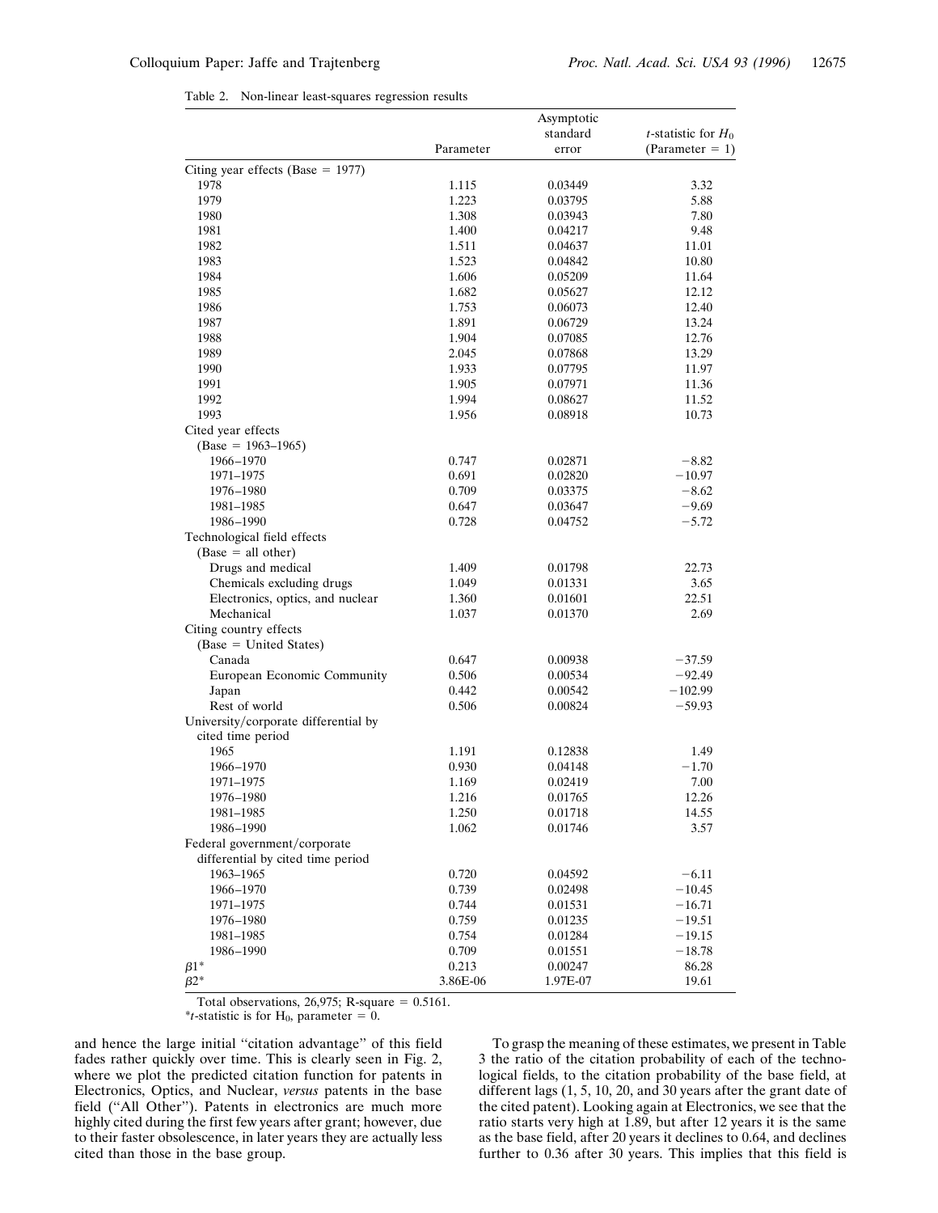Table 2. Non-linear least-squares regression results

| | Parameter | Asymptotic standard error | *t*-statistic for $H_0$ (Parameter = 1) |
|---|---|---|---|
| Citing year effects (Base = 1977) | | | |
| 1978 | 1.115 | 0.03449 | 3.32 |
| 1979 | 1.223 | 0.03795 | 5.88 |
| 1980 | 1.308 | 0.03943 | 7.80 |
| 1981 | 1.400 | 0.04217 | 9.48 |
| 1982 | 1.511 | 0.04637 | 11.01 |
| 1983 | 1.523 | 0.04842 | 10.80 |
| 1984 | 1.606 | 0.05209 | 11.64 |
| 1985 | 1.682 | 0.05627 | 12.12 |
| 1986 | 1.753 | 0.06073 | 12.40 |
| 1987 | 1.891 | 0.06729 | 13.24 |
| 1988 | 1.904 | 0.07085 | 12.76 |
| 1989 | 2.045 | 0.07868 | 13.29 |
| 1990 | 1.933 | 0.07795 | 11.97 |
| 1991 | 1.905 | 0.07971 | 11.36 |
| 1992 | 1.994 | 0.08627 | 11.52 |
| 1993 | 1.956 | 0.08918 | 10.73 |
| Cited year effects (Base = 1963–1965) | | | |
| 1966–1970 | 0.747 | 0.02871 | −8.82 |
| 1971–1975 | 0.691 | 0.02820 | −10.97 |
| 1976–1980 | 0.709 | 0.03375 | −8.62 |
| 1981–1985 | 0.647 | 0.03647 | −9.69 |
| 1986–1990 | 0.728 | 0.04752 | −5.72 |
| Technological field effects (Base = all other) | | | |
| Drugs and medical | 1.409 | 0.01798 | 22.73 |
| Chemicals excluding drugs | 1.049 | 0.01331 | 3.65 |
| Electronics, optics, and nuclear | 1.360 | 0.01601 | 22.51 |
| Mechanical | 1.037 | 0.01370 | 2.69 |
| Citing country effects (Base = United States) | | | |
| Canada | 0.647 | 0.00938 | −37.59 |
| European Economic Community | 0.506 | 0.00534 | −92.49 |
| Japan | 0.442 | 0.00542 | −102.99 |
| Rest of world | 0.506 | 0.00824 | −59.93 |
| University/corporate differential by cited time period | | | |
| 1965 | 1.191 | 0.12838 | 1.49 |
| 1966–1970 | 0.930 | 0.04148 | −1.70 |
| 1971–1975 | 1.169 | 0.02419 | 7.00 |
| 1976–1980 | 1.216 | 0.01765 | 12.26 |
| 1981–1985 | 1.250 | 0.01718 | 14.55 |
| 1986–1990 | 1.062 | 0.01746 | 3.57 |
| Federal government/corporate differential by cited time period | | | |
| 1963–1965 | 0.720 | 0.04592 | −6.11 |
| 1966–1970 | 0.739 | 0.02498 | −10.45 |
| 1971–1975 | 0.744 | 0.01531 | −16.71 |
| 1976–1980 | 0.759 | 0.01235 | −19.51 |
| 1981–1985 | 0.754 | 0.01284 | −19.15 |
| 1986–1990 | 0.709 | 0.01551 | −18.78 |
| $\beta 1$* | 0.213 | 0.00247 | 86.28 |
| $\beta 2$* | 3.86E-06 | 1.97E-07 | 19.61 |

Total observations, 26,975; R-square = 0.5161.
*$t$-statistic is for $H_0$, parameter = 0.

and hence the large initial "citation advantage" of this field fades rather quickly over time. This is clearly seen in Fig. 2, where we plot the predicted citation function for patents in Electronics, Optics, and Nuclear, *versus* patents in the base field ("All Other"). Patents in electronics are much more highly cited during the first few years after grant; however, due to their faster obsolescence, in later years they are actually less cited than those in the base group.

To grasp the meaning of these estimates, we present in Table 3 the ratio of the citation probability of each of the technological fields, to the citation probability of the base field, at different lags (1, 5, 10, 20, and 30 years after the grant date of the cited patent). Looking again at Electronics, we see that the ratio starts very high at 1.89, but after 12 years it is the same as the base field, after 20 years it declines to 0.64, and declines further to 0.36 after 30 years. This implies that this field is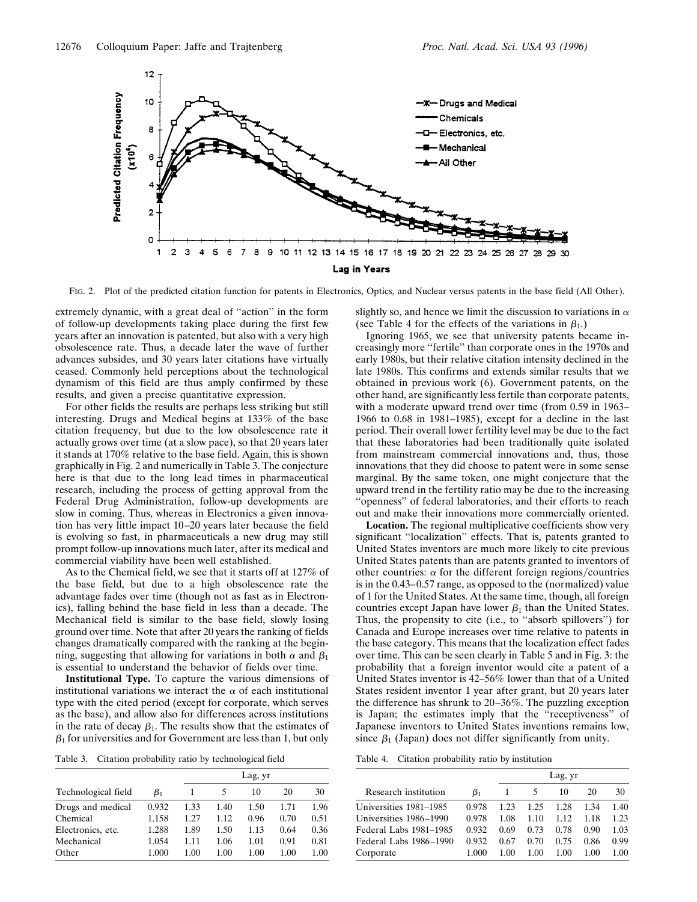FIG. 2. Plot of the predicted citation function for patents in Electronics, Optics, and Nuclear versus patents in the base field (All Other).

extremely dynamic, with a great deal of "action" in the form of follow-up developments taking place during the first few years after an innovation is patented, but also with a very high obsolescence rate. Thus, a decade later the wave of further advances subsides, and 30 years later citations have virtually ceased. Commonly held perceptions about the technological dynamism of this field are thus amply confirmed by these results, and given a precise quantitative expression.

For other fields the results are perhaps less striking but still interesting. Drugs and Medical begins at 133% of the base citation frequency, but due to the low obsolescence rate it actually grows over time (at a slow pace), so that 20 years later it stands at 170% relative to the base field. Again, this is shown graphically in Fig. 2 and numerically in Table 3. The conjecture here is that due to the long lead times in pharmaceutical research, including the process of getting approval from the Federal Drug Administration, follow-up developments are slow in coming. Thus, whereas in Electronics a given innovation has very little impact 10–20 years later because the field is evolving so fast, in pharmaceuticals a new drug may still prompt follow-up innovations much later, after its medical and commercial viability have been well established.

As to the Chemical field, we see that it starts off at 127% of the base field, but due to a high obsolescence rate the advantage fades over time (though not as fast as in Electronics), falling behind the base field in less than a decade. The Mechanical field is similar to the base field, slowly losing ground over time. Note that after 20 years the ranking of fields changes dramatically compared with the ranking at the beginning, suggesting that allowing for variations in both $\alpha$ and $\beta_1$ is essential to understand the behavior of fields over time.

**Institutional Type.** To capture the various dimensions of institutional variations we interact the $\alpha$ of each institutional type with the cited period (except for corporate, which serves as the base), and allow also for differences across institutions in the rate of decay $\beta_1$. The results show that the estimates of $\beta_1$ for universities and for Government are less than 1, but only slightly so, and hence we limit the discussion to variations in $\alpha$ (see Table 4 for the effects of the variations in $\beta_1$.)

Ignoring 1965, we see that university patents became increasingly more "fertile" than corporate ones in the 1970s and early 1980s, but their relative citation intensity declined in the late 1980s. This confirms and extends similar results that we obtained in previous work (6). Government patents, on the other hand, are significantly less fertile than corporate patents, with a moderate upward trend over time (from 0.59 in 1963–1966 to 0.68 in 1981–1985), except for a decline in the last period. Their overall lower fertility level may be due to the fact that these laboratories had been traditionally quite isolated from mainstream commercial innovations and, thus, those innovations that they did choose to patent were in some sense marginal. By the same token, one might conjecture that the upward trend in the fertility ratio may be due to the increasing "openness" of federal laboratories, and their efforts to reach out and make their innovations more commercially oriented.

**Location.** The regional multiplicative coefficients show very significant "localization" effects. That is, patents granted to United States inventors are much more likely to cite previous United States patents than are patents granted to inventors of other countries: $\alpha$ for the different foreign regions/countries is in the 0.43–0.57 range, as opposed to the (normalized) value of 1 for the United States. At the same time, though, all foreign countries except Japan have lower $\beta_1$ than the United States. Thus, the propensity to cite (i.e., to "absorb spillovers") for Canada and Europe increases over time relative to patents in the base category. This means that the localization effect fades over time. This can be seen clearly in Table 5 and in Fig. 3: the probability that a foreign inventor would cite a patent of a United States inventor is 42–56% lower than that of a United States resident inventor 1 year after grant, but 20 years later the difference has shrunk to 20–36%. The puzzling exception is Japan; the estimates imply that the "receptiveness" of Japanese inventors to United States inventions remains low, since $\beta_1$ (Japan) does not differ significantly from unity.

Table 3. Citation probability ratio by technological field

| Technological field | $\beta_1$ | Lag, yr 1 | 5 | 10 | 20 | 30 |
|---|---|---|---|---|---|---|
| Drugs and medical | 0.932 | 1.33 | 1.40 | 1.50 | 1.71 | 1.96 |
| Chemical | 1.158 | 1.27 | 1.12 | 0.96 | 0.70 | 0.51 |
| Electronics, etc. | 1.288 | 1.89 | 1.50 | 1.13 | 0.64 | 0.36 |
| Mechanical | 1.054 | 1.11 | 1.06 | 1.01 | 0.91 | 0.81 |
| Other | 1.000 | 1.00 | 1.00 | 1.00 | 1.00 | 1.00 |

Table 4. Citation probability ratio by institution

| Research institution | $\beta_1$ | Lag, yr 1 | 5 | 10 | 20 | 30 |
|---|---|---|---|---|---|---|
| Universities 1981–1985 | 0.978 | 1.23 | 1.25 | 1.28 | 1.34 | 1.40 |
| Universities 1986–1990 | 0.978 | 1.08 | 1.10 | 1.12 | 1.18 | 1.23 |
| Federal Labs 1981–1985 | 0.932 | 0.69 | 0.73 | 0.78 | 0.90 | 1.03 |
| Federal Labs 1986–1990 | 0.932 | 0.67 | 0.70 | 0.75 | 0.86 | 0.99 |
| Corporate | 1.000 | 1.00 | 1.00 | 1.00 | 1.00 | 1.00 |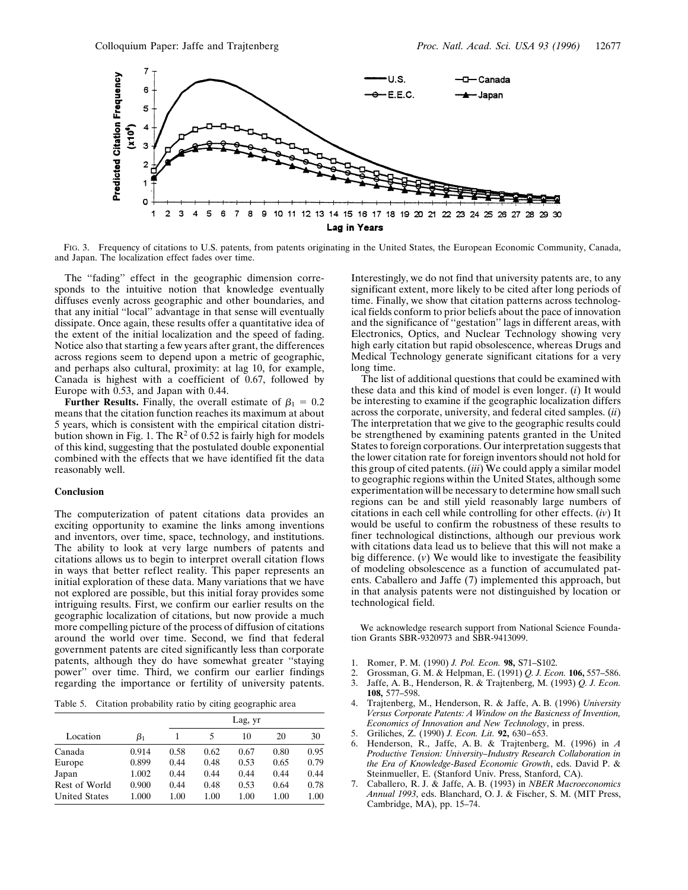Predicted Citation Frequency (x10⁶)

7
6
5
4
3
2
1
0

1 2 3 4 5 6 7 8 9 10 11 12 13 14 15 16 17 18 19 20 21 22 23 24 25 26 27 28 29 30

Lag in Years

U.S.
Canada
E.E.C.
Japan

Fig. 3. Frequency of citations to U.S. patents, from patents originating in the United States, the European Economic Community, Canada, and Japan. The localization effect fades over time.

The "fading" effect in the geographic dimension corresponds to the intuitive notion that knowledge eventually diffuses evenly across geographic and other boundaries, and that any initial "local" advantage in that sense will eventually dissipate. Once again, these results offer a quantitative idea of the extent of the initial localization and the speed of fading. Notice also that starting a few years after grant, the differences across regions seem to depend upon a metric of geographic, and perhaps also cultural, proximity: at lag 10, for example, Canada is highest with a coefficient of 0.67, followed by Europe with 0.53, and Japan with 0.44.

**Further Results.** Finally, the overall estimate of $\beta_1 = 0.2$ means that the citation function reaches its maximum at about 5 years, which is consistent with the empirical citation distribution shown in Fig. 1. The $R^2$ of 0.52 is fairly high for models of this kind, suggesting that the postulated double exponential combined with the effects that we have identified fit the data reasonably well.

## Conclusion

The computerization of patent citations data provides an exciting opportunity to examine the links among inventions and inventors, over time, space, technology, and institutions. The ability to look at very large numbers of patents and citations allows us to begin to interpret overall citation flows in ways that better reflect reality. This paper represents an initial exploration of these data. Many variations that we have not explored are possible, but this initial foray provides some intriguing results. First, we confirm our earlier results on the geographic localization of citations, but now provide a much more compelling picture of the process of diffusion of citations around the world over time. Second, we find that federal government patents are cited significantly less than corporate patents, although they do have somewhat greater "staying power" over time. Third, we confirm our earlier findings regarding the importance or fertility of university patents. Interestingly, we do not find that university patents are, to any significant extent, more likely to be cited after long periods of time. Finally, we show that citation patterns across technological fields conform to prior beliefs about the pace of innovation and the significance of "gestation" lags in different areas, with Electronics, Optics, and Nuclear Technology showing very high early citation but rapid obsolescence, whereas Drugs and Medical Technology generate significant citations for a very long time.

The list of additional questions that could be examined with these data and this kind of model is even longer. (*i*) It would be interesting to examine if the geographic localization differs across the corporate, university, and federal cited samples. (*ii*) The interpretation that we give to the geographic results could be strengthened by examining patents granted in the United States to foreign corporations. Our interpretation suggests that the lower citation rate for foreign inventors should not hold for this group of cited patents. (*iii*) We could apply a similar model to geographic regions within the United States, although some experimentation will be necessary to determine how small such regions can be and still yield reasonably large numbers of citations in each cell while controlling for other effects. (*iv*) It would be useful to confirm the robustness of these results to finer technological distinctions, although our previous work with citations data lead us to believe that this will not make a big difference. (*v*) We would like to investigate the feasibility of modeling obsolescence as a function of accumulated patents. Caballero and Jaffe (7) implemented this approach, but in that analysis patents were not distinguished by location or technological field.

Table 5. Citation probability ratio by citing geographic area

| Location | $\beta_1$ | Lag, yr 1 | 5 | 10 | 20 | 30 |
|---|---|---|---|---|---|---|
| Canada | 0.914 | 0.58 | 0.62 | 0.67 | 0.80 | 0.95 |
| Europe | 0.899 | 0.44 | 0.48 | 0.53 | 0.65 | 0.79 |
| Japan | 1.002 | 0.44 | 0.44 | 0.44 | 0.44 | 0.44 |
| Rest of World | 0.900 | 0.44 | 0.48 | 0.53 | 0.64 | 0.78 |
| United States | 1.000 | 1.00 | 1.00 | 1.00 | 1.00 | 1.00 |

We acknowledge research support from National Science Foundation Grants SBR-9320973 and SBR-9413099.

1. Romer, P. M. (1990) *J. Pol. Econ.* **98,** S71–S102.
2. Grossman, G. M. & Helpman, E. (1991) *Q. J. Econ.* **106,** 557–586.
3. Jaffe, A. B., Henderson, R. & Trajtenberg, M. (1993) *Q. J. Econ.* **108,** 577–598.
4. Trajtenberg, M., Henderson, R. & Jaffe, A. B. (1996) *University Versus Corporate Patents: A Window on the Basicness of Invention, Economics of Innovation and New Technology*, in press.
5. Griliches, Z. (1990) *J. Econ. Lit.* **92,** 630–653.
6. Henderson, R., Jaffe, A. B. & Trajtenberg, M. (1996) in *A Productive Tension: University–Industry Research Collaboration in the Era of Knowledge-Based Economic Growth*, eds. David P. & Steinmueller, E. (Stanford Univ. Press, Stanford, CA).
7. Caballero, R. J. & Jaffe, A. B. (1993) in *NBER Macroeconomics Annual 1993*, eds. Blanchard, O. J. & Fischer, S. M. (MIT Press, Cambridge, MA), pp. 15–74.